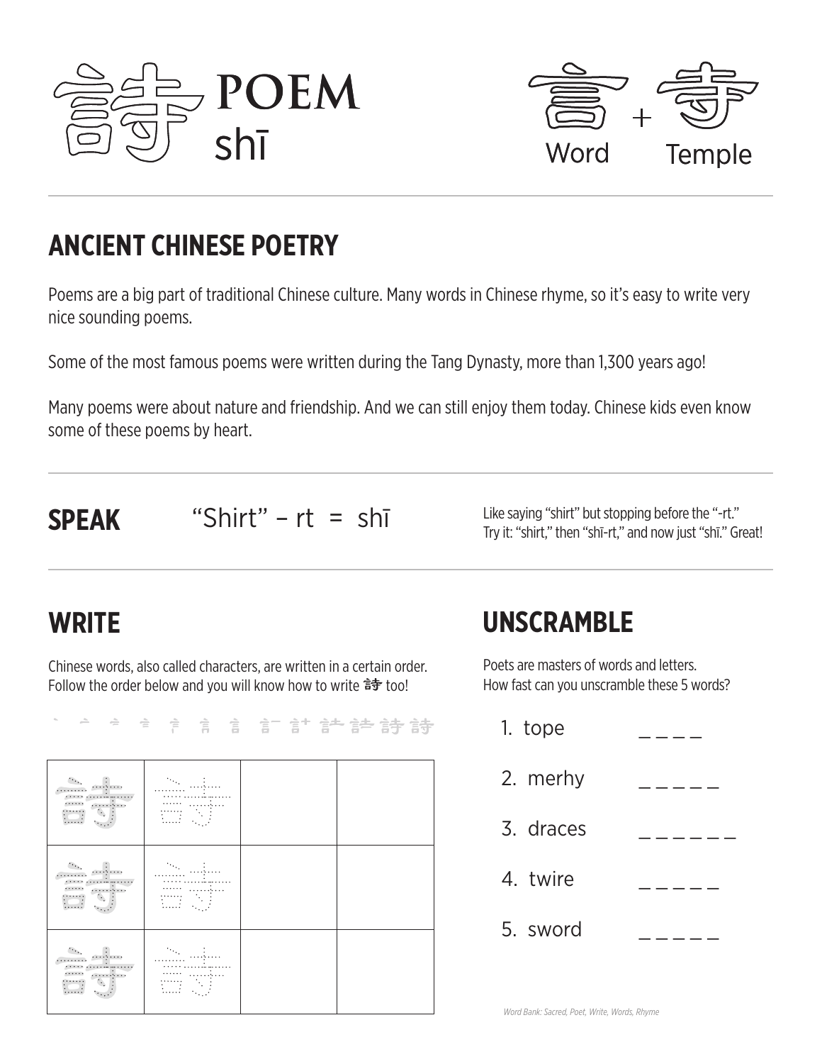# 詩 POEM
shī

言 + 寺
Word + Temple

## ANCIENT CHINESE POETRY

Poems are a big part of traditional Chinese culture. Many words in Chinese rhyme, so it's easy to write very nice sounding poems.

Some of the most famous poems were written during the Tang Dynasty, more than 1,300 years ago!

Many poems were about nature and friendship. And we can still enjoy them today. Chinese kids even know some of these poems by heart.

## SPEAK

"Shirt" – rt = shī

Like saying "shirt" but stopping before the "-rt." Try it: "shirt," then "shī-rt," and now just "shī." Great!

## WRITE

Chinese words, also called characters, are written in a certain order. Follow the order below and you will know how to write 詩 too!

| 詩 | 詩 | | |
|---|---|---|---|
| 詩 | 詩 | | |
| 詩 | 詩 | | |

## UNSCRAMBLE

Poets are masters of words and letters. How fast can you unscramble these 5 words?

1. tope _ _ _ _
2. merhy _ _ _ _ _
3. draces _ _ _ _ _ _
4. twire _ _ _ _ _
5. sword _ _ _ _ _

*Word Bank: Sacred, Poet, Write, Words, Rhyme*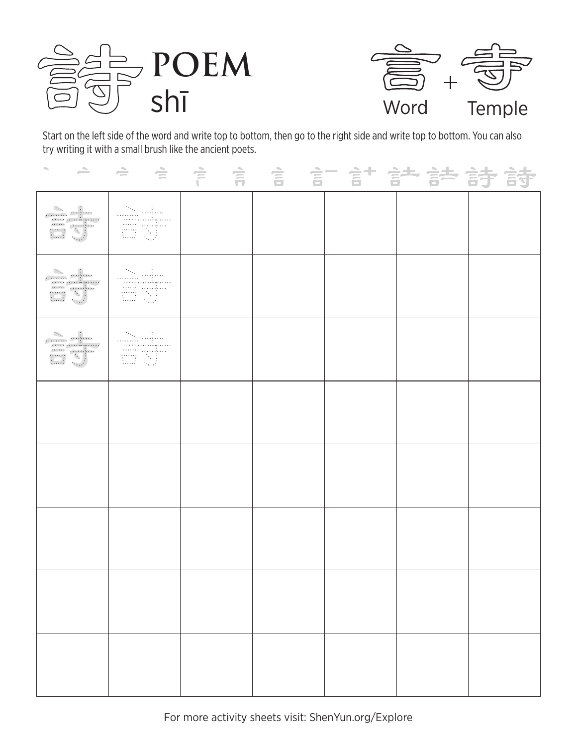# 詩 POEM

shī

言 + 寺

Word + Temple

Start on the left side of the word and write top to bottom, then go to the right side and write top to bottom. You can also try writing it with a small brush like the ancient poets.

| 詩 | 詩 | | | | | |
|---|---|---|---|---|---|---|
| 詩 | 詩 | | | | | |
| 詩 | 詩 | | | | | |
| | | | | | | |
| | | | | | | |
| | | | | | | |
| | | | | | | |
| | | | | | | |

For more activity sheets visit: ShenYun.org/Explore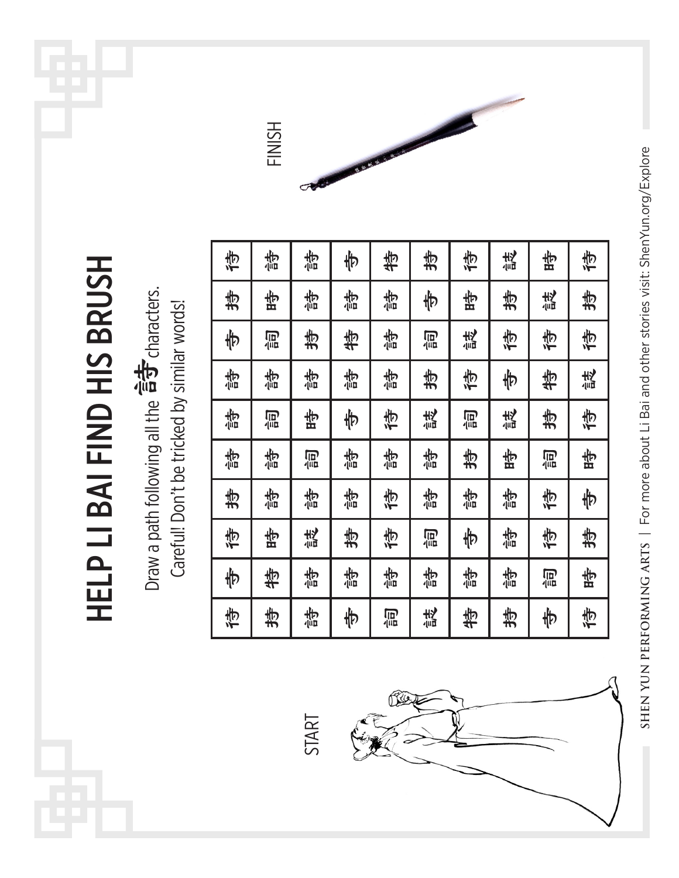# HELP LI BAI FIND HIS BRUSH

Draw a path following all the 詩 characters.
Careful! Don't be tricked by similar words!

START

| | | | | | | | | | |
|---|---|---|---|---|---|---|---|---|---|
| 待 | 寺 | 待 | 持 | 詩 | 詩 | 詩 | 寺 | 持 | 待 |
| 持 | 特 | 時 | 詩 | 詩 | 詞 | 詩 | 詞 | 時 | 詩 |
| 詩 | 詩 | 誌 | 詩 | 詞 | 時 | 持 | 持 | 詩 | 詩 |
| 寺 | 詩 | 持 | 詩 | 詩 | 寺 | 詩 | 特 | 詩 | 寺 |
| 詞 | 詩 | 待 | 待 | 詩 | 待 | 詩 | 詩 | 詩 | 特 |
| 誌 | 詩 | 詞 | 詩 | 詩 | 誌 | 持 | 詞 | 寺 | 持 |
| 特 | 詩 | 寺 | 詩 | 持 | 詞 | 待 | 誌 | 時 | 待 |
| 持 | 詩 | 詩 | 詩 | 時 | 誌 | 寺 | 待 | 持 | 誌 |
| 寺 | 詞 | 待 | 待 | 詞 | 持 | 特 | 待 | 誌 | 時 |
| 待 | 時 | 持 | 寺 | 時 | 待 | 誌 | 待 | 持 | 待 |

FINISH

SHEN YUN PERFORMING ARTS | For more about Li Bai and other stories visit: ShenYun.org/Explore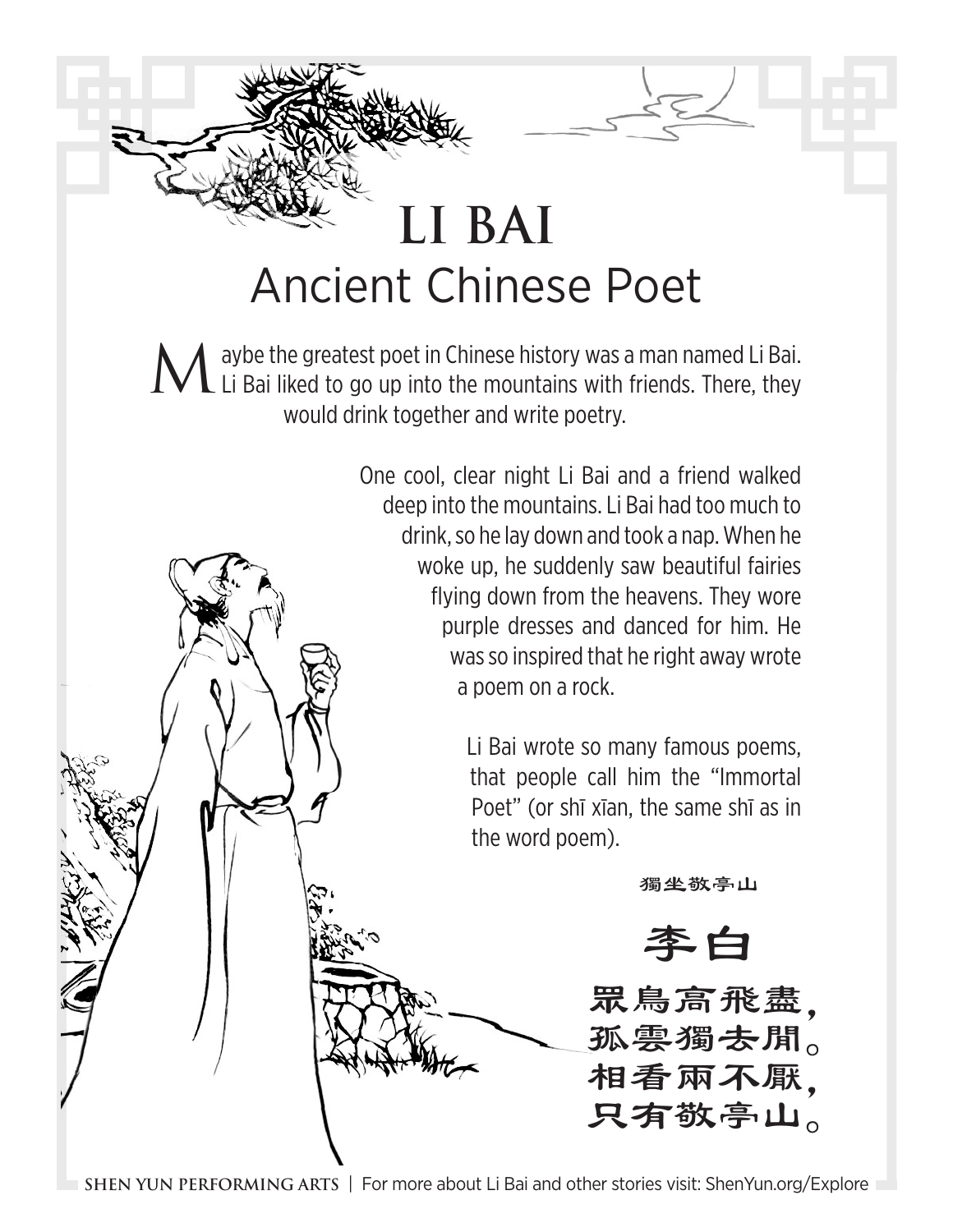# LI BAI
## Ancient Chinese Poet

Maybe the greatest poet in Chinese history was a man named Li Bai. Li Bai liked to go up into the mountains with friends. There, they would drink together and write poetry.

One cool, clear night Li Bai and a friend walked deep into the mountains. Li Bai had too much to drink, so he lay down and took a nap. When he woke up, he suddenly saw beautiful fairies flying down from the heavens. They wore purple dresses and danced for him. He was so inspired that he right away wrote a poem on a rock.

Li Bai wrote so many famous poems, that people call him the "Immortal Poet" (or shī xīan, the same shī as in the word poem).

獨坐敬亭山

李白

眾鳥高飛盡，
孤雲獨去閒。
相看兩不厭，
只有敬亭山。

SHEN YUN PERFORMING ARTS | For more about Li Bai and other stories visit: ShenYun.org/Explore